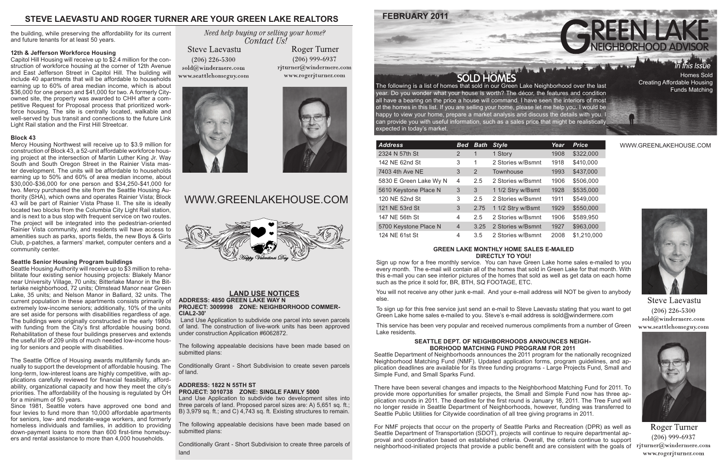## STEVE LAEVASTU AND ROGER TURNER ARE YOUR GREEN LAKE REALTORS

the building, while preserving the affordability for its current and future tenants for at least 50 years.

### 12th & Jefferson Workforce Housing

Capitol Hill Housing will receive up to $2.4 million for the construction of workforce housing at the corner of 12th Avenue and East Jefferson Street in Capitol Hill. The building will include 40 apartments that will be affordable to households earning up to 60% of area median income, which is about $36,000 for one person and $41,000 for two. A formerly City-owned site, the property was awarded to CHH after a competitive Request for Proposal process that prioritized workforce housing. The site is centrally located, walkable and well-served by bus transit and connections to the future Link Light Rail station and the First Hill Streetcar.

### Block 43

Mercy Housing Northwest will receive up to $3.9 million for construction of Block 43, a 52-unit affordable workforce housing project at the intersection of Martin Luther King Jr. Way South and South Oregon Street in the Rainier Vista master development. The units will be affordable to households earning up to 50% and 60% of area median income, about $30,000-$36,000 for one person and $34,250-$41,000 for two. Mercy purchased the site from the Seattle Housing Authority (SHA), which owns and operates Rainier Vista; Block 43 will be part of Rainier Vista Phase II. The site is ideally located two blocks from the Columbia City Light Rail station, and is next to a bus stop with frequent service on two routes. The project will be integrated into the pedestrian-oriented Rainier Vista community, and residents will have access to amenities such as parks, sports fields, the new Boys & Girls Club, p-patches, a farmers' market, computer centers and a community center.

### Seattle Senior Housing Program buildings

Seattle Housing Authority will receive up to $3 million to rehabilitate four existing senior housing projects: Blakely Manor near University Village, 70 units; Bitterlake Manor in the Bitterlake neighborhood, 72 units; Olmstead Manor near Green Lake, 35 units; and Nelson Manor in Ballard, 32 units. The current population in these apartments consists primarily of extremely low-income seniors; additionally, 10% of the units are set aside for persons with disabilities regardless of age. The buildings were originally constructed in the early 1980s with funding from the City's first affordable housing bond. Rehabilitation of these four buildings preserves and extends the useful life of 209 units of much needed low-income housing for seniors and people with disabilities.

The Seattle Office of Housing awards multifamily funds annually to support the development of affordable housing. The long-term, low-interest loans are highly competitive, with applications carefully reviewed for financial feasibility, affordability, organizational capacity and how they meet the city's priorities. The affordability of the housing is regulated by OH for a minimum of 50 years.

Since 1981, Seattle voters have approved one bond and four levies to fund more than 10,000 affordable apartments for seniors, low- and moderate-wage workers, and formerly homeless individuals and families, in addition to providing down-payment loans to more than 600 first-time homebuyers and rental assistance to more than 4,000 households.

*Need help buying or selling your home? Contact Us!*

Steve Laevastu
(206) 226-5300
sold@windermere.com
www.seattlehomeguy.com

Roger Turner
(206) 999-6937
rjturner@windermere.com
www.rogerjturner.com

WWW.GREENLAKEHOUSE.COM

Happy Valentines Day

### LAND USE NOTICES

**ADDRESS: 4850 GREEN LAKE WAY N**
**PROJECT: 3009998 ZONE: NEIGHBORHOOD COMMERCIAL2-30'**

Land Use Application to subdivide one parcel into seven parcels of land. The construction of live-work units has been approved under construction Application #6062872.

The following appealable decisions have been made based on submitted plans:

Conditionally Grant - Short Subdivision to create seven parcels of land.

**ADDRESS: 1822 N 55TH ST**
**PROJECT: 3010738 ZONE: SINGLE FAMILY 5000**

Land Use Application to subdivide two development sites into three parcels of land. Proposed parcel sizes are: A) 5,651 sq. ft.; B) 3,979 sq. ft.; and C) 4,743 sq. ft. Existing structures to remain.

The following appealable decisions have been made based on submitted plans:

Conditionally Grant - Short Subdivision to create three parcels of land

# GREEN LAKE NEIGHBORHOOD ADVISOR

FEBRUARY 2011

*In this Issue*
Homes Sold
Creating Affordable Housing
Funds Matching

WWW.GREENLAKEHOUSE.COM

## SOLD HOMES

The following is a list of homes that sold in our Green Lake Neighborhood over the last year. Do you wonder what your house is worth? The décor, the features and condition all have a bearing on the price a house will command. I have seen the interiors of most of the homes in this list. If you are selling your home, please let me help you. I would be happy to view your home, prepare a market analysis and discuss the details with you. I can provide you with useful information, such as a sales price that might be realistically expected in today's market.

| Address | Bed | Bath | Style | Year | Price |
|---|---|---|---|---|---|
| 2324 N 57th St | 2 | 1 | 1 Story | 1908 | $322,000 |
| 142 NE 62nd St | 3 | 1 | 2 Stories w/Bsmnt | 1918 | $410,000 |
| 7403 4th Ave NE | 3 | 2 | Townhouse | 1993 | $437,000 |
| 5830 E Green Lake Wy N | 4 | 2.5 | 2 Stories w/Bsmnt | 1906 | $506,000 |
| 5610 Keystone Place N | 3 | 3 | 1 1/2 Stry w/Bsmt | 1928 | $535,000 |
| 120 NE 52nd St | 3 | 2.5 | 2 Stories w/Bsmnt | 1911 | $549,000 |
| 121 NE 53rd St | 3 | 2.75 | 1 1/2 Stry w/Bsmt | 1929 | $550,000 |
| 147 NE 56th St | 4 | 2.5 | 2 Stories w/Bsmnt | 1906 | $589,950 |
| 5700 Keystone Place N | 4 | 3.25 | 2 Stories w/Bsmnt | 1927 | $963,000 |
| 124 NE 61st St | 4 | 3.5 | 2 Stories w/Bsmnt | 2008 | $1,210,000 |

### GREEN LAKE MONTHLY HOME SALES E-MAILED DIRECTLY TO YOU!

Sign up now for a free monthly service. You can have Green Lake home sales e-mailed to you every month. The e-mail will contain all of the homes that sold in Green Lake for that month. With this e-mail you can see interior pictures of the homes that sold as well as get data on each home such as the price it sold for, BR, BTH, SQ FOOTAGE, ETC.

You will not receive any other junk e-mail. And your e-mail address will NOT be given to anybody else.

To sign up for this free service just send an e-mail to Steve Laevastu stating that you want to get Green Lake home sales e-mailed to you. Steve's e-mail address is sold@windermere.com

This service has been very popular and received numerous compliments from a number of Green Lake residents.

### SEATTLE DEPT. OF NEIGHBORHOODS ANNOUNCES NEIGHBORHOOD MATCHING FUND PROGRAM FOR 2011

Seattle Department of Neighborhoods announces the 2011 program for the nationally recognized Neighborhood Matching Fund (NMF). Updated application forms, program guidelines, and application deadlines are available for its three funding programs - Large Projects Fund, Small and Simple Fund, and Small Sparks Fund.

There have been several changes and impacts to the Neighborhood Matching Fund for 2011. To provide more opportunities for smaller projects, the Small and Simple Fund now has three application rounds in 2011. The deadline for the first round is January 18, 2011. The Tree Fund will no longer reside in Seattle Department of Neighborhoods, however, funding was transferred to Seattle Public Utilities for Citywide coordination of all tree giving programs in 2011.

For NMF projects that occur on the property of Seattle Parks and Recreation (DPR) as well as Seattle Department of Transportation (SDOT), projects will continue to require departmental approval and coordination based on established criteria. Overall, the criteria continue to support neighborhood-initiated projects that provide a public benefit and are consistent with the goals of

Steve Laevastu
(206) 226-5300
sold@windermere.com
www.seattlehomeguy.com

Roger Turner
(206) 999-6937
rjturner@windermere.com
www.rogerjturner.com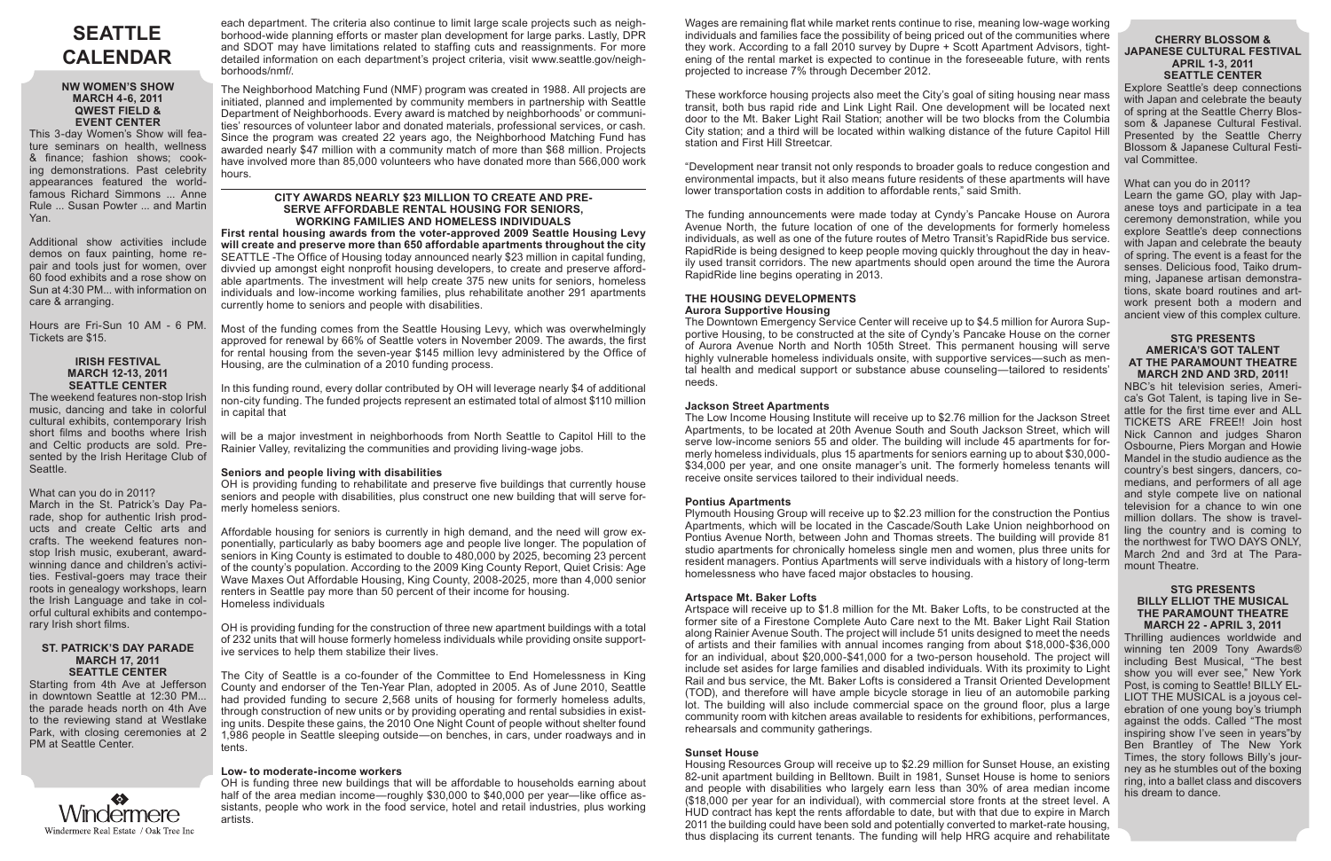# SEATTLE CALENDAR

### NW WOMEN'S SHOW
### MARCH 4-6, 2011
### QWEST FIELD & EVENT CENTER

This 3-day Women's Show will feature seminars on health, wellness & finance; fashion shows; cooking demonstrations. Past celebrity appearances featured the world-famous Richard Simmons ... Anne Rule ... Susan Powter ... and Martin Yan.

Additional show activities include demos on faux painting, home repair and tools just for women, over 60 food exhibits and a rose show on Sun at 4:30 PM... with information on care & arranging.

Hours are Fri-Sun 10 AM - 6 PM. Tickets are $15.

### IRISH FESTIVAL
### MARCH 12-13, 2011
### SEATTLE CENTER

The weekend features non-stop Irish music, dancing and take in colorful cultural exhibits, contemporary Irish short films and booths where Irish and Celtic products are sold. Presented by the Irish Heritage Club of Seattle.

What can you do in 2011?
March in the St. Patrick's Day Parade, shop for authentic Irish products and create Celtic arts and crafts. The weekend features nonstop Irish music, exuberant, award-winning dance and children's activities. Festival-goers may trace their roots in genealogy workshops, learn the Irish Language and take in colorful cultural exhibits and contemporary Irish short films.

### ST. PATRICK'S DAY PARADE
### MARCH 17, 2011
### SEATTLE CENTER

Starting from 4th Ave at Jefferson in downtown Seattle at 12:30 PM... the parade heads north on 4th Ave to the reviewing stand at Westlake Park, with closing ceremonies at 2 PM at Seattle Center.

Windermere
Windermere Real Estate / Oak Tree Inc

each department. The criteria also continue to limit large scale projects such as neighborhood-wide planning efforts or master plan development for large parks. Lastly, DPR and SDOT may have limitations related to staffing cuts and reassignments. For more detailed information on each department's project criteria, visit www.seattle.gov/neighborhoods/nmf/.

The Neighborhood Matching Fund (NMF) program was created in 1988. All projects are initiated, planned and implemented by community members in partnership with Seattle Department of Neighborhoods. Every award is matched by neighborhoods' or communities' resources of volunteer labor and donated materials, professional services, or cash. Since the program was created 22 years ago, the Neighborhood Matching Fund has awarded nearly $47 million with a community match of more than $68 million. Projects have involved more than 85,000 volunteers who have donated more than 566,000 work hours.

## CITY AWARDS NEARLY $23 MILLION TO CREATE AND PRESERVE AFFORDABLE RENTAL HOUSING FOR SENIORS, WORKING FAMILIES AND HOMELESS INDIVIDUALS

**First rental housing awards from the voter-approved 2009 Seattle Housing Levy will create and preserve more than 650 affordable apartments throughout the city**

SEATTLE -The Office of Housing today announced nearly $23 million in capital funding, divvied up amongst eight nonprofit housing developers, to create and preserve affordable apartments. The investment will help create 375 new units for seniors, homeless individuals and low-income working families, plus rehabilitate another 291 apartments currently home to seniors and people with disabilities.

Most of the funding comes from the Seattle Housing Levy, which was overwhelmingly approved for renewal by 66% of Seattle voters in November 2009. The awards, the first for rental housing from the seven-year $145 million levy administered by the Office of Housing, are the culmination of a 2010 funding process.

In this funding round, every dollar contributed by OH will leverage nearly $4 of additional non-city funding. The funded projects represent an estimated total of almost $110 million in capital that

will be a major investment in neighborhoods from North Seattle to Capitol Hill to the Rainier Valley, revitalizing the communities and providing living-wage jobs.

### Seniors and people living with disabilities

OH is providing funding to rehabilitate and preserve five buildings that currently house seniors and people with disabilities, plus construct one new building that will serve formerly homeless seniors.

Affordable housing for seniors is currently in high demand, and the need will grow exponentially, particularly as baby boomers age and people live longer. The population of seniors in King County is estimated to double to 480,000 by 2025, becoming 23 percent of the county's population. According to the 2009 King County Report, Quiet Crisis: Age Wave Maxes Out Affordable Housing, King County, 2008-2025, more than 4,000 senior renters in Seattle pay more than 50 percent of their income for housing.
Homeless individuals

OH is providing funding for the construction of three new apartment buildings with a total of 232 units that will house formerly homeless individuals while providing onsite supportive services to help them stabilize their lives.

The City of Seattle is a co-founder of the Committee to End Homelessness in King County and endorser of the Ten-Year Plan, adopted in 2005. As of June 2010, Seattle had provided funding to secure 2,568 units of housing for formerly homeless adults, through construction of new units or by providing operating and rental subsidies in existing units. Despite these gains, the 2010 One Night Count of people without shelter found 1,986 people in Seattle sleeping outside—on benches, in cars, under roadways and in tents.

### Low- to moderate-income workers

OH is funding three new buildings that will be affordable to households earning about half of the area median income—roughly $30,000 to $40,000 per year—like office assistants, people who work in the food service, hotel and retail industries, plus working artists.

Wages are remaining flat while market rents continue to rise, meaning low-wage working individuals and families face the possibility of being priced out of the communities where they work. According to a fall 2010 survey by Dupre + Scott Apartment Advisors, tightening of the rental market is expected to continue in the foreseeable future, with rents projected to increase 7% through December 2012.

These workforce housing projects also meet the City's goal of siting housing near mass transit, both bus rapid ride and Link Light Rail. One development will be located next door to the Mt. Baker Light Rail Station; another will be two blocks from the Columbia City station; and a third will be located within walking distance of the future Capitol Hill station and First Hill Streetcar.

"Development near transit not only responds to broader goals to reduce congestion and environmental impacts, but it also means future residents of these apartments will have lower transportation costs in addition to affordable rents," said Smith.

The funding announcements were made today at Cyndy's Pancake House on Aurora Avenue North, the future location of one of the developments for formerly homeless individuals, as well as one of the future routes of Metro Transit's RapidRide bus service. RapidRide is being designed to keep people moving quickly throughout the day in heavily used transit corridors. The new apartments should open around the time the Aurora RapidRide line begins operating in 2013.

### THE HOUSING DEVELOPMENTS

**Aurora Supportive Housing**

The Downtown Emergency Service Center will receive up to $4.5 million for Aurora Supportive Housing, to be constructed at the site of Cyndy's Pancake House on the corner of Aurora Avenue North and North 105th Street. This permanent housing will serve highly vulnerable homeless individuals onsite, with supportive services—such as mental health and medical support or substance abuse counseling—tailored to residents' needs.

**Jackson Street Apartments**

The Low Income Housing Institute will receive up to $2.76 million for the Jackson Street Apartments, to be located at 20th Avenue South and South Jackson Street, which will serve low-income seniors 55 and older. The building will include 45 apartments for formerly homeless individuals, plus 15 apartments for seniors earning up to about $30,000-$34,000 per year, and one onsite manager's unit. The formerly homeless tenants will receive onsite services tailored to their individual needs.

**Pontius Apartments**

Plymouth Housing Group will receive up to $2.23 million for the construction the Pontius Apartments, which will be located in the Cascade/South Lake Union neighborhood on Pontius Avenue North, between John and Thomas streets. The building will provide 81 studio apartments for chronically homeless single men and women, plus three units for resident managers. Pontius Apartments will serve individuals with a history of long-term homelessness who have faced major obstacles to housing.

**Artspace Mt. Baker Lofts**

Artspace will receive up to $1.8 million for the Mt. Baker Lofts, to be constructed at the former site of a Firestone Complete Auto Care next to the Mt. Baker Light Rail Station along Rainier Avenue South. The project will include 51 units designed to meet the needs of artists and their families with annual incomes ranging from about $18,000-$36,000 for an individual, about $20,000-$41,000 for a two-person household. The project will include set asides for large families and disabled individuals. With its proximity to Light Rail and bus service, the Mt. Baker Lofts is considered a Transit Oriented Development (TOD), and therefore will have ample bicycle storage in lieu of an automobile parking lot. The building will also include commercial space on the ground floor, plus a large community room with kitchen areas available to residents for exhibitions, performances, rehearsals and community gatherings.

**Sunset House**

Housing Resources Group will receive up to $2.29 million for Sunset House, an existing 82-unit apartment building in Belltown. Built in 1981, Sunset House is home to seniors and people with disabilities who largely earn less than 30% of area median income ($18,000 per year for an individual), with commercial store fronts at the street level. A HUD contract has kept the rents affordable to date, but with that due to expire in March 2011 the building could have been sold and potentially converted to market-rate housing, thus displacing its current tenants. The funding will help HRG acquire and rehabilitate

### CHERRY BLOSSOM & JAPANESE CULTURAL FESTIVAL
### APRIL 1-3, 2011
### SEATTLE CENTER

Explore Seattle's deep connections with Japan and celebrate the beauty of spring at the Seattle Cherry Blossom & Japanese Cultural Festival. Presented by the Seattle Cherry Blossom & Japanese Cultural Festival Committee.

What can you do in 2011?
Learn the game GO, play with Japanese toys and participate in a tea ceremony demonstration, while you explore Seattle's deep connections with Japan and celebrate the beauty of spring. The event is a feast for the senses. Delicious food, Taiko drumming, Japanese artisan demonstrations, skate board routines and artwork present both a modern and ancient view of this complex culture.

### STG PRESENTS AMERICA'S GOT TALENT AT THE PARAMOUNT THEATRE
### MARCH 2ND AND 3RD, 2011!

NBC's hit television series, America's Got Talent, is taping live in Seattle for the first time ever and ALL TICKETS ARE FREE!! Join host Nick Cannon and judges Sharon Osbourne, Piers Morgan and Howie Mandel in the studio audience as the country's best singers, dancers, comedians, and performers of all age and style compete live on national television for a chance to win one million dollars. The show is travelling the country and is coming to the northwest for TWO DAYS ONLY, March 2nd and 3rd at The Paramount Theatre.

### STG PRESENTS BILLY ELLIOT THE MUSICAL THE PARAMOUNT THEATRE
### MARCH 22 - APRIL 3, 2011

Thrilling audiences worldwide and winning ten 2009 Tony Awards® including Best Musical, "The best show you will ever see," New York Post, is coming to Seattle! BILLY ELLIOT THE MUSICAL is a joyous celebration of one young boy's triumph against the odds. Called "The most inspiring show I've seen in years"by Ben Brantley of The New York Times, the story follows Billy's journey as he stumbles out of the boxing ring, into a ballet class and discovers his dream to dance.